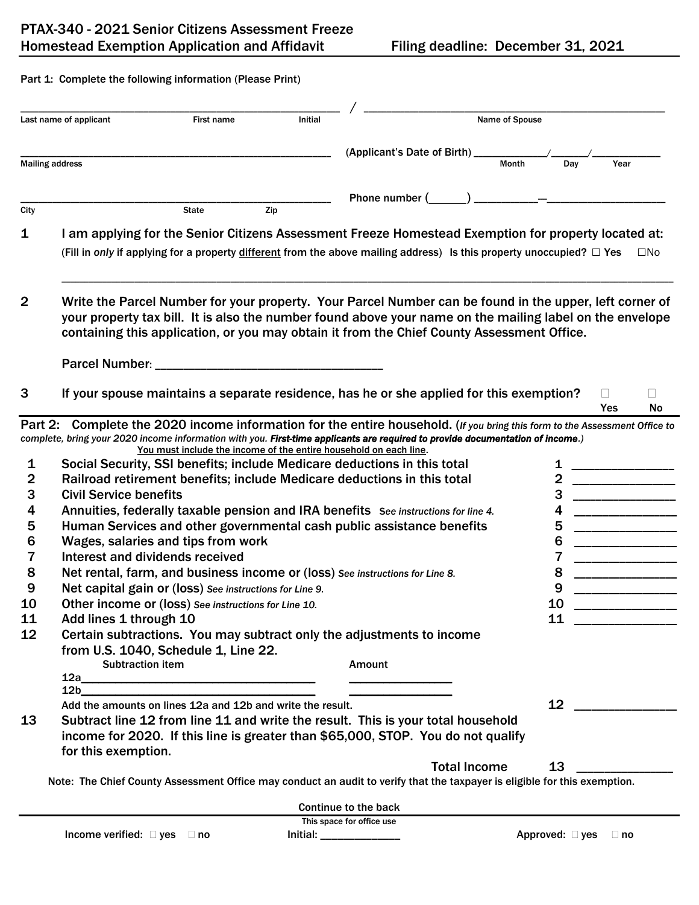# PTAX-340 - 2021 Senior Citizens Assessment Freeze Homestead Exemption Application and Affidavit

**Filing deadline: December 31, 2021**

Part 1: Complete the following information (Please Print)

______________________________________ / ______________________________________

Last name of applicant    First name    Initial    Name of Spouse

______________________________________ (Applicant's Date of Birth) ________/______/________

Mailing address    Month    Day    Year

______________________________________ Phone number (______) __________—______________

City    State    Zip

**1** **I am applying for the Senior Citizens Assessment Freeze Homestead Exemption for property located at:**

(Fill in *only* if applying for a property different from the above mailing address) Is this property unoccupied? ☐ Yes ☐No

______________________________________________________________________________

**2** **Write the Parcel Number for your property. Your Parcel Number can be found in the upper, left corner of your property tax bill. It is also the number found above your name on the mailing label on the envelope containing this application, or you may obtain it from the Chief County Assessment Office.**

Parcel Number: ______________________________

**3** **If your spouse maintains a separate residence, has he or she applied for this exemption?** ☐ Yes ☐ No

**Part 2: Complete the 2020 income information for the entire household.** (*If you bring this form to the Assessment Office to complete, bring your 2020 income information with you.* ***First-time applicants are required to provide documentation of income.***)

<u>You must include the income of the entire household on each line</u>.

| | | | |
|---|---|---|---|
| 1 | Social Security, SSI benefits; include Medicare deductions in this total | 1 | ____________ |
| 2 | Railroad retirement benefits; include Medicare deductions in this total | 2 | ____________ |
| 3 | Civil Service benefits | 3 | ____________ |
| 4 | Annuities, federally taxable pension and IRA benefits *See instructions for line 4.* | 4 | ____________ |
| 5 | Human Services and other governmental cash public assistance benefits | 5 | ____________ |
| 6 | Wages, salaries and tips from work | 6 | ____________ |
| 7 | Interest and dividends received | 7 | ____________ |
| 8 | Net rental, farm, and business income or (loss) *See instructions for Line 8.* | 8 | ____________ |
| 9 | Net capital gain or (loss) *See instructions for Line 9.* | 9 | ____________ |
| 10 | Other income or (loss) *See instructions for Line 10.* | 10 | ____________ |
| 11 | Add lines 1 through 10 | 11 | ____________ |

**12** Certain subtractions. You may subtract only the adjustments to income from U.S. 1040, Schedule 1, Line 22.

| Subtraction item | Amount |
|---|---|
| 12a______________________________ | ____________ |
| 12b______________________________ | ____________ |

Add the amounts on lines 12a and 12b and write the result. **12** ____________

**13** Subtract line 12 from line 11 and write the result. This is your total household income for 2020. If this line is greater than $65,000, STOP. You do not qualify for this exemption.

**Total Income 13** ____________

Note: The Chief County Assessment Office may conduct an audit to verify that the taxpayer is eligible for this exemption.

Continue to the back

This space for office use

Income verified: ☐ yes ☐ no    Initial: ____________    Approved: ☐ yes ☐ no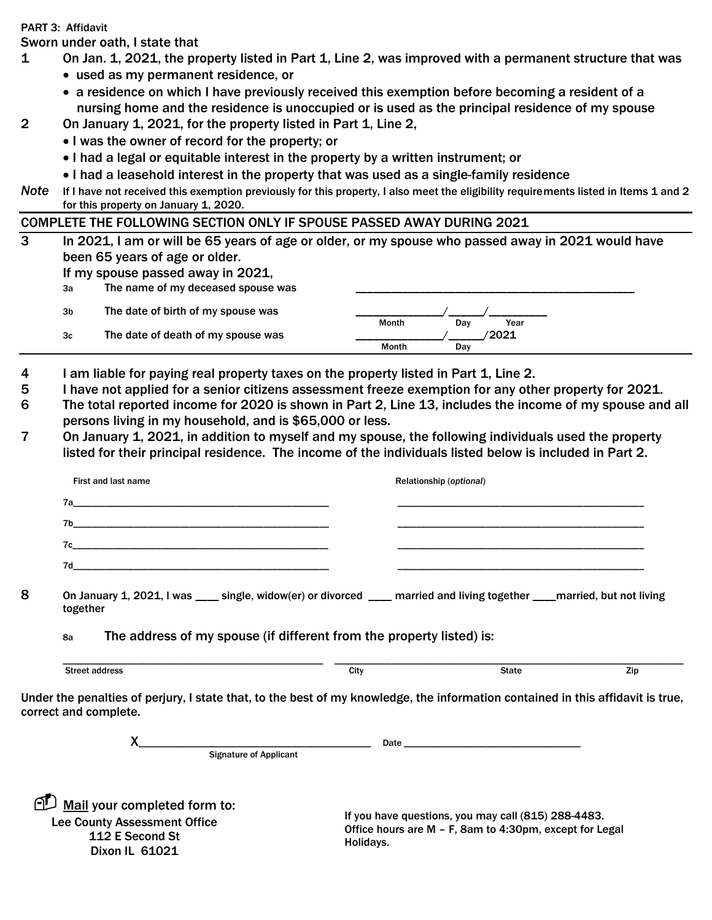PART 3: Affidavit

Sworn under oath, I state that

1 On Jan. 1, 2021, the property listed in Part 1, Line 2, was improved with a permanent structure that was
- used as my permanent residence, or
- a residence on which I have previously received this exemption before becoming a resident of a nursing home and the residence is unoccupied or is used as the principal residence of my spouse

2 On January 1, 2021, for the property listed in Part 1, Line 2,
- I was the owner of record for the property; or
- I had a legal or equitable interest in the property by a written instrument; or
- I had a leasehold interest in the property that was used as a single-family residence

*Note* If I have not received this exemption previously for this property, I also meet the eligibility requirements listed in Items 1 and 2 for this property on January 1, 2020.

**COMPLETE THE FOLLOWING SECTION ONLY IF SPOUSE PASSED AWAY DURING 2021**

3 In 2021, I am or will be 65 years of age or older, or my spouse who passed away in 2021 would have been 65 years of age or older.

If my spouse passed away in 2021,

3a The name of my deceased spouse was ______________________________

3b The date of birth of my spouse was ________/______/________
Month Day Year

3c The date of death of my spouse was ________/______/2021
Month Day

4 I am liable for paying real property taxes on the property listed in Part 1, Line 2.

5 I have not applied for a senior citizens assessment freeze exemption for any other property for 2021.

6 The total reported income for 2020 is shown in Part 2, Line 13, includes the income of my spouse and all persons living in my household, and is $65,000 or less.

7 On January 1, 2021, in addition to myself and my spouse, the following individuals used the property listed for their principal residence. The income of the individuals listed below is included in Part 2.

| First and last name | Relationship (*optional*) |
|---|---|
| 7a______________________________ | ______________________________ |
| 7b______________________________ | ______________________________ |
| 7c______________________________ | ______________________________ |
| 7d______________________________ | ______________________________ |

8 On January 1, 2021, I was ____ single, widow(er) or divorced ____ married and living together ____married, but not living together

8a The address of my spouse (if different from the property listed) is:

______________________________ ______________________________
Street address City State Zip

Under the penalties of perjury, I state that, to the best of my knowledge, the information contained in this affidavit is true, correct and complete.

X______________________________ Date ______________________
Signature of Applicant

**Mail** your completed form to:
Lee County Assessment Office
112 E Second St
Dixon IL 61021

If you have questions, you may call (815) 288-4483.
Office hours are M – F, 8am to 4:30pm, except for Legal Holidays.